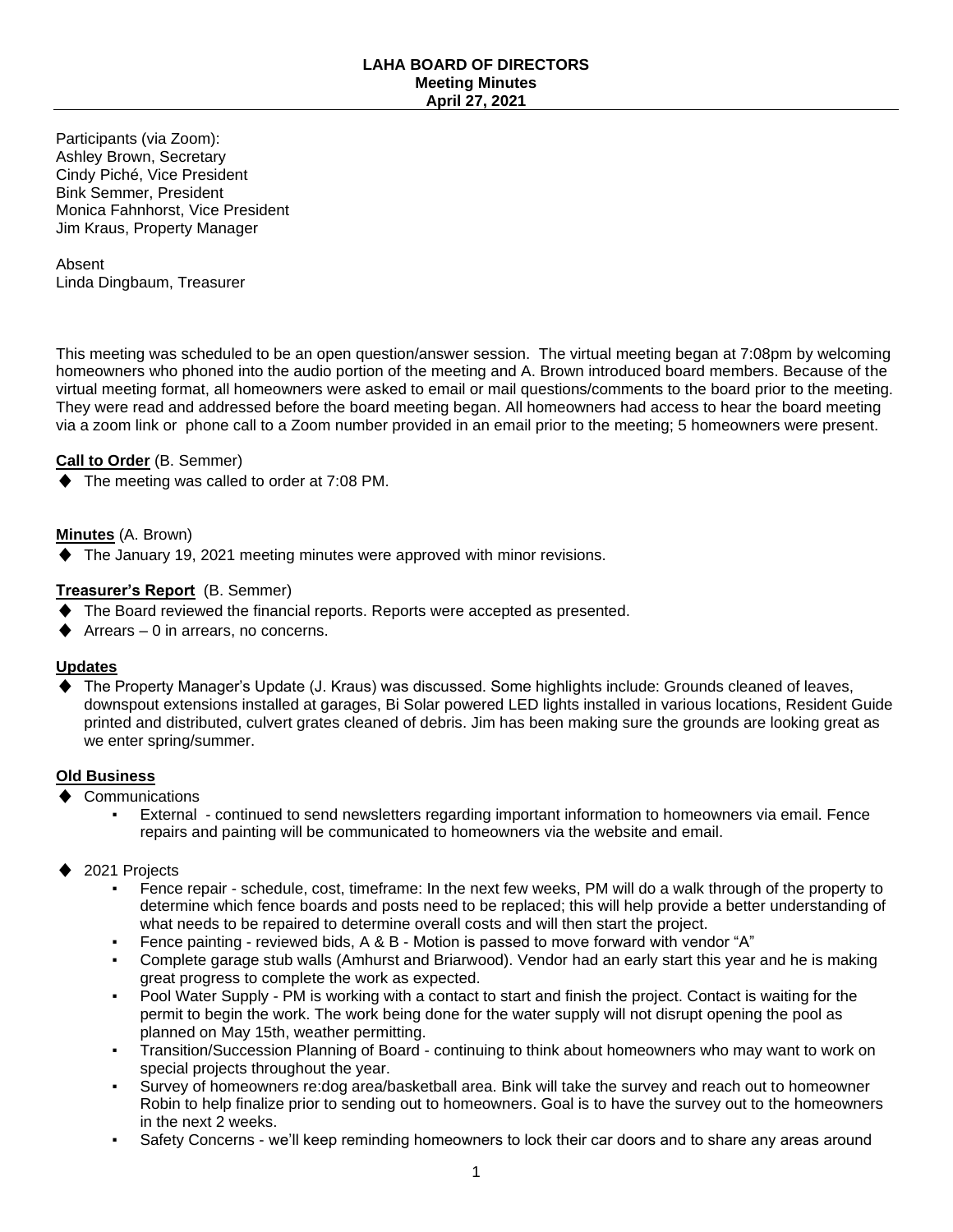**LAHA BOARD OF DIRECTORS**
**Meeting Minutes**
**April 27, 2021**

Participants (via Zoom):
Ashley Brown, Secretary
Cindy Piché, Vice President
Bink Semmer, President
Monica Fahnhorst, Vice President
Jim Kraus, Property Manager

Absent
Linda Dingbaum, Treasurer

This meeting was scheduled to be an open question/answer session. The virtual meeting began at 7:08pm by welcoming homeowners who phoned into the audio portion of the meeting and A. Brown introduced board members. Because of the virtual meeting format, all homeowners were asked to email or mail questions/comments to the board prior to the meeting. They were read and addressed before the board meeting began. All homeowners had access to hear the board meeting via a zoom link or phone call to a Zoom number provided in an email prior to the meeting; 5 homeowners were present.

**Call to Order** (B. Semmer)

- The meeting was called to order at 7:08 PM.

**Minutes** (A. Brown)

- The January 19, 2021 meeting minutes were approved with minor revisions.

**Treasurer's Report** (B. Semmer)

- The Board reviewed the financial reports. Reports were accepted as presented.
- Arrears – 0 in arrears, no concerns.

**Updates**

- The Property Manager's Update (J. Kraus) was discussed. Some highlights include: Grounds cleaned of leaves, downspout extensions installed at garages, Bi Solar powered LED lights installed in various locations, Resident Guide printed and distributed, culvert grates cleaned of debris. Jim has been making sure the grounds are looking great as we enter spring/summer.

**Old Business**

- Communications
  - External - continued to send newsletters regarding important information to homeowners via email. Fence repairs and painting will be communicated to homeowners via the website and email.

- 2021 Projects
  - Fence repair - schedule, cost, timeframe: In the next few weeks, PM will do a walk through of the property to determine which fence boards and posts need to be replaced; this will help provide a better understanding of what needs to be repaired to determine overall costs and will then start the project.
  - Fence painting - reviewed bids, A & B - Motion is passed to move forward with vendor "A"
  - Complete garage stub walls (Amhurst and Briarwood). Vendor had an early start this year and he is making great progress to complete the work as expected.
  - Pool Water Supply - PM is working with a contact to start and finish the project. Contact is waiting for the permit to begin the work. The work being done for the water supply will not disrupt opening the pool as planned on May 15th, weather permitting.
  - Transition/Succession Planning of Board - continuing to think about homeowners who may want to work on special projects throughout the year.
  - Survey of homeowners re:dog area/basketball area. Bink will take the survey and reach out to homeowner Robin to help finalize prior to sending out to homeowners. Goal is to have the survey out to the homeowners in the next 2 weeks.
  - Safety Concerns - we'll keep reminding homeowners to lock their car doors and to share any areas around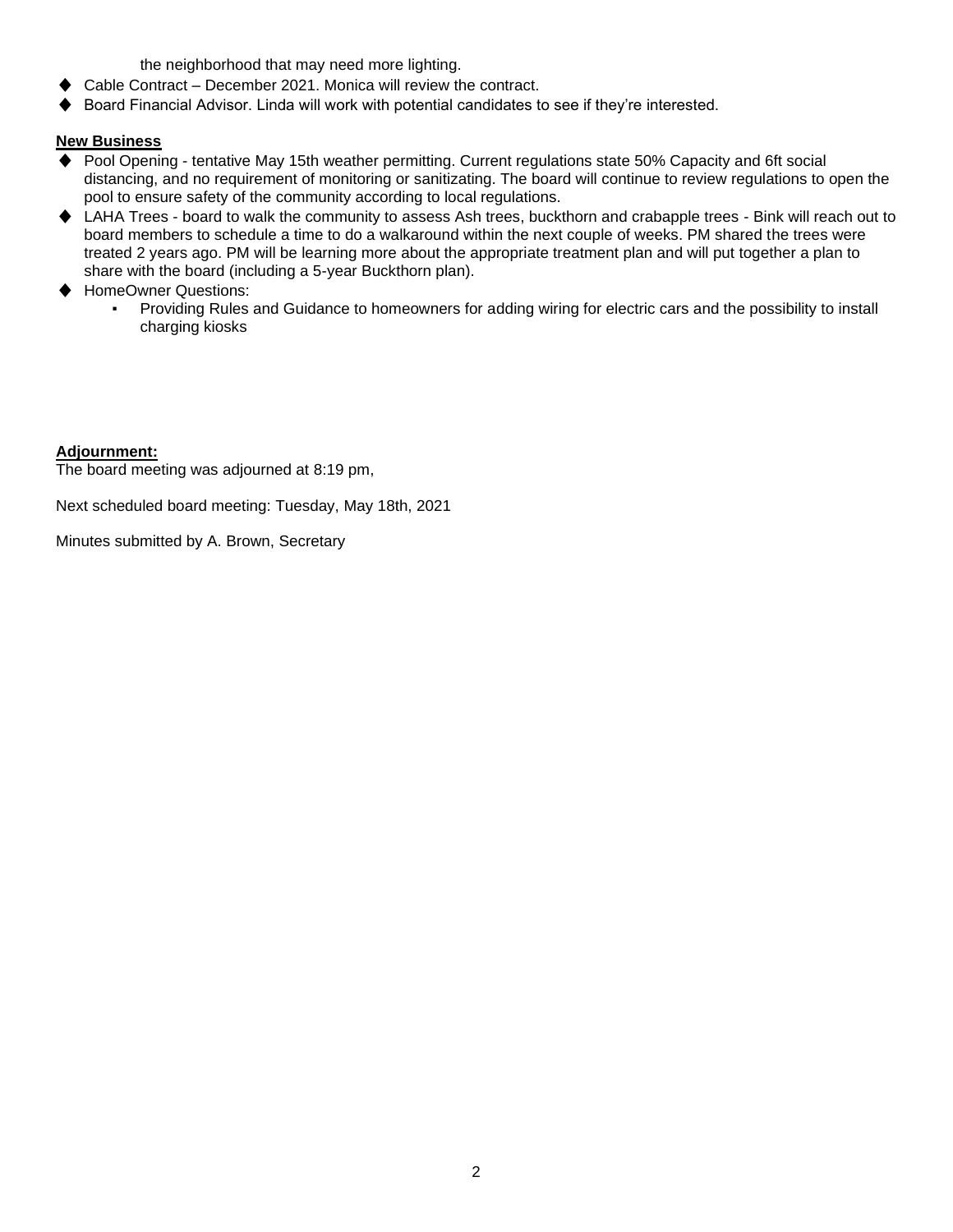the neighborhood that may need more lighting.

- Cable Contract – December 2021. Monica will review the contract.
- Board Financial Advisor. Linda will work with potential candidates to see if they're interested.

**New Business**

- Pool Opening - tentative May 15th weather permitting. Current regulations state 50% Capacity and 6ft social distancing, and no requirement of monitoring or sanitizating. The board will continue to review regulations to open the pool to ensure safety of the community according to local regulations.
- LAHA Trees - board to walk the community to assess Ash trees, buckthorn and crabapple trees - Bink will reach out to board members to schedule a time to do a walkaround within the next couple of weeks. PM shared the trees were treated 2 years ago. PM will be learning more about the appropriate treatment plan and will put together a plan to share with the board (including a 5-year Buckthorn plan).
- HomeOwner Questions:
  - Providing Rules and Guidance to homeowners for adding wiring for electric cars and the possibility to install charging kiosks

**Adjournment:**

The board meeting was adjourned at 8:19 pm,

Next scheduled board meeting: Tuesday, May 18th, 2021

Minutes submitted by A. Brown, Secretary